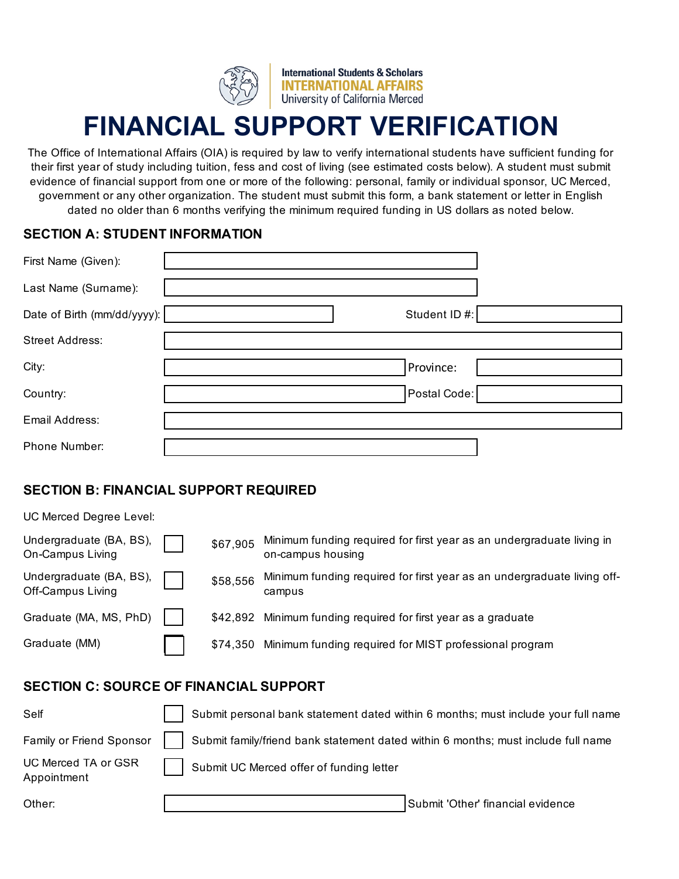International Students & Scholars
INTERNATIONAL AFFAIRS
University of California Merced

# FINANCIAL SUPPORT VERIFICATION

The Office of International Affairs (OIA) is required by law to verify international students have sufficient funding for their first year of study including tuition, fess and cost of living (see estimated costs below). A student must submit evidence of financial support from one or more of the following: personal, family or individual sponsor, UC Merced, government or any other organization. The student must submit this form, a bank statement or letter in English dated no older than 6 months verifying the minimum required funding in US dollars as noted below.

## SECTION A: STUDENT INFORMATION

First Name (Given): ____________________

Last Name (Surname): ____________________

Date of Birth (mm/dd/yyyy): ____________________ Student ID #: ____________________

Street Address: ____________________

City: ____________________ Province: ____________________

Country: ____________________ Postal Code: ____________________

Email Address: ____________________

Phone Number: ____________________

## SECTION B: FINANCIAL SUPPORT REQUIRED

UC Merced Degree Level:

| | | | |
|---|---|---|---|
| Undergraduate (BA, BS), On-Campus Living | ☐ | $67,905 | Minimum funding required for first year as an undergraduate living in on-campus housing |
| Undergraduate (BA, BS), Off-Campus Living | ☐ | $58,556 | Minimum funding required for first year as an undergraduate living off-campus |
| Graduate (MA, MS, PhD) | ☐ | $42,892 | Minimum funding required for first year as a graduate |
| Graduate (MM) | ☐ | $74,350 | Minimum funding required for MIST professional program |

## SECTION C: SOURCE OF FINANCIAL SUPPORT

| | | |
|---|---|---|
| Self | ☐ | Submit personal bank statement dated within 6 months; must include your full name |
| Family or Friend Sponsor | ☐ | Submit family/friend bank statement dated within 6 months; must include full name |
| UC Merced TA or GSR Appointment | ☐ | Submit UC Merced offer of funding letter |
| Other: | ____________________ | Submit 'Other' financial evidence |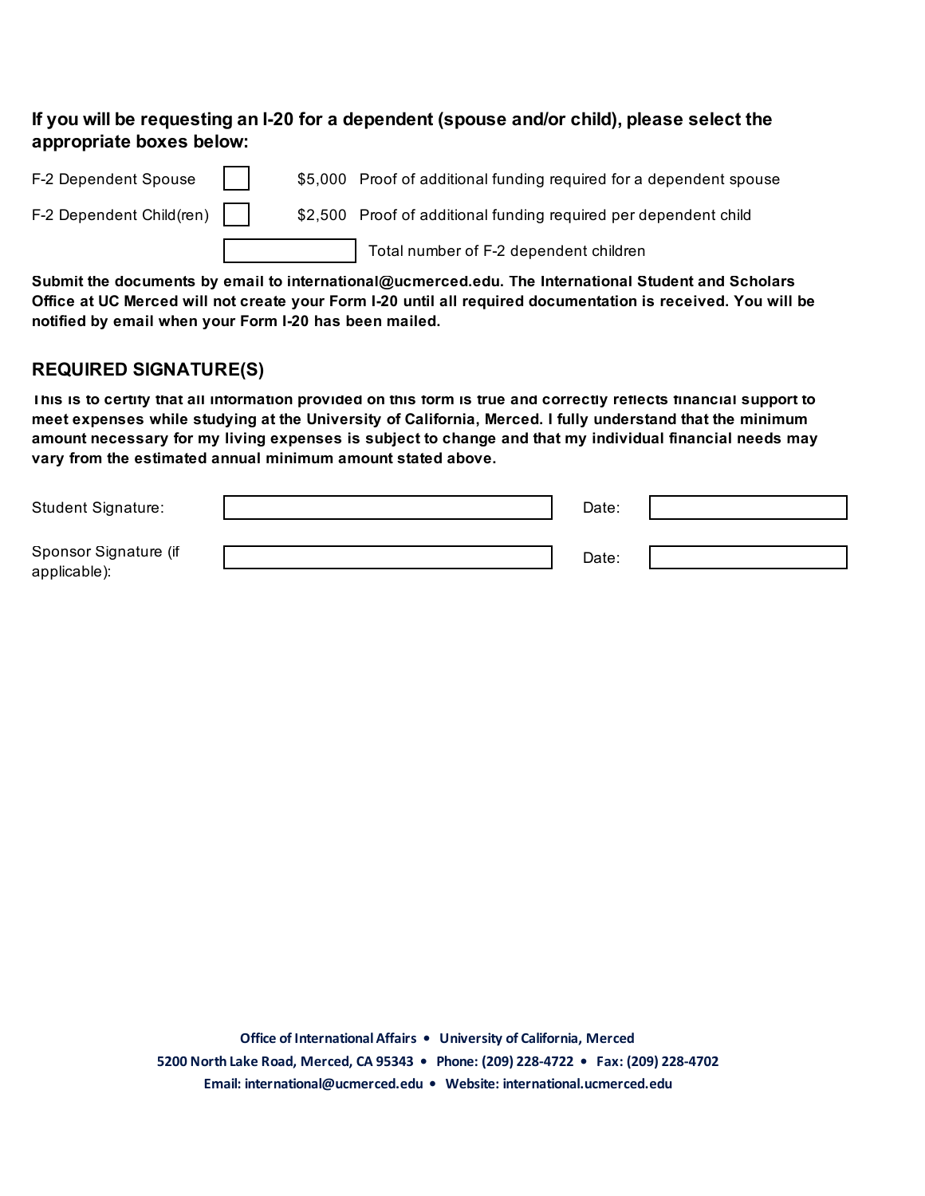**If you will be requesting an I-20 for a dependent (spouse and/or child), please select the appropriate boxes below:**

| | | | |
|---|---|---|---|
| F-2 Dependent Spouse | ☐ | $5,000 | Proof of additional funding required for a dependent spouse |
| F-2 Dependent Child(ren) | ☐ | $2,500 | Proof of additional funding required per dependent child |
| | ______ | | Total number of F-2 dependent children |

**Submit the documents by email to international@ucmerced.edu. The International Student and Scholars Office at UC Merced will not create your Form I-20 until all required documentation is received. You will be notified by email when your Form I-20 has been mailed.**

## REQUIRED SIGNATURE(S)

**This is to certify that all information provided on this form is true and correctly reflects financial support to meet expenses while studying at the University of California, Merced. I fully understand that the minimum amount necessary for my living expenses is subject to change and that my individual financial needs may vary from the estimated annual minimum amount stated above.**

| | | | |
|---|---|---|---|
| Student Signature: | | Date: | |
| Sponsor Signature (if applicable): | | Date: | |

**Office of International Affairs • University of California, Merced**
**5200 North Lake Road, Merced, CA 95343 • Phone: (209) 228-4722 • Fax: (209) 228-4702**
**Email: international@ucmerced.edu • Website: international.ucmerced.edu**